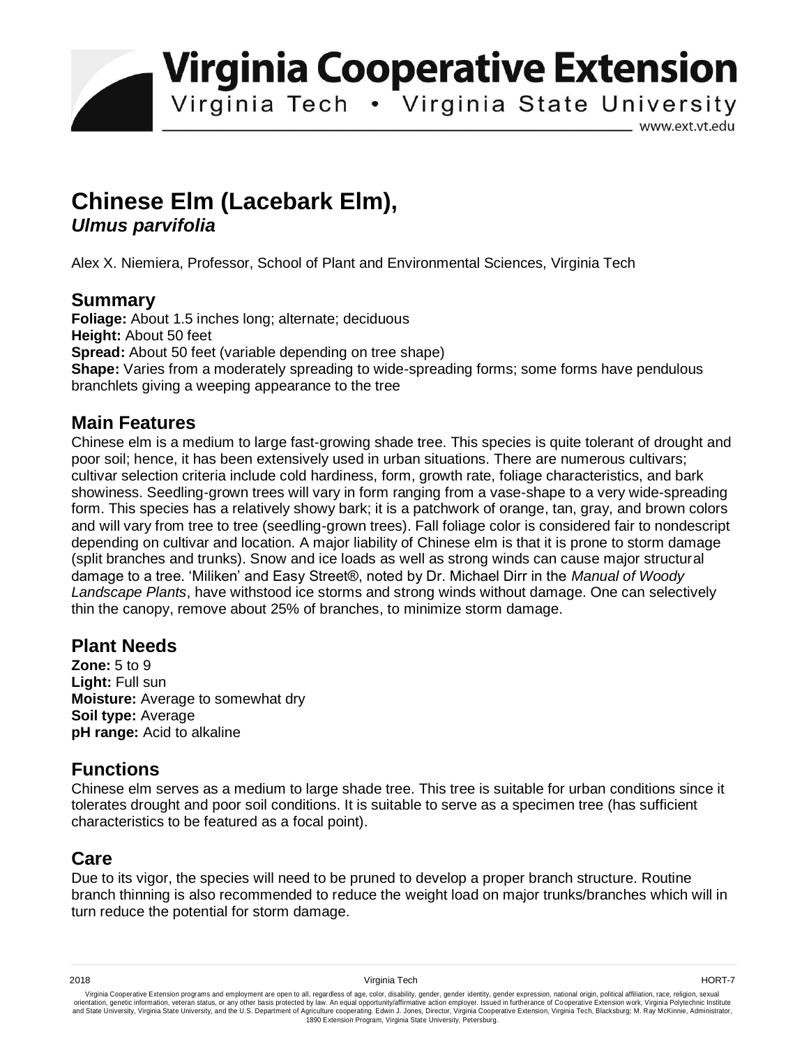# Chinese Elm (Lacebark Elm), *Ulmus parvifolia*

Alex X. Niemiera, Professor, School of Plant and Environmental Sciences, Virginia Tech

## Summary

**Foliage:** About 1.5 inches long; alternate; deciduous
**Height:** About 50 feet
**Spread:** About 50 feet (variable depending on tree shape)
**Shape:** Varies from a moderately spreading to wide-spreading forms; some forms have pendulous branchlets giving a weeping appearance to the tree

## Main Features

Chinese elm is a medium to large fast-growing shade tree. This species is quite tolerant of drought and poor soil; hence, it has been extensively used in urban situations. There are numerous cultivars; cultivar selection criteria include cold hardiness, form, growth rate, foliage characteristics, and bark showiness. Seedling-grown trees will vary in form ranging from a vase-shape to a very wide-spreading form. This species has a relatively showy bark; it is a patchwork of orange, tan, gray, and brown colors and will vary from tree to tree (seedling-grown trees). Fall foliage color is considered fair to nondescript depending on cultivar and location. A major liability of Chinese elm is that it is prone to storm damage (split branches and trunks). Snow and ice loads as well as strong winds can cause major structural damage to a tree. 'Miliken' and Easy Street®, noted by Dr. Michael Dirr in the *Manual of Woody Landscape Plants*, have withstood ice storms and strong winds without damage. One can selectively thin the canopy, remove about 25% of branches, to minimize storm damage.

## Plant Needs

**Zone:** 5 to 9
**Light:** Full sun
**Moisture:** Average to somewhat dry
**Soil type:** Average
**pH range:** Acid to alkaline

## Functions

Chinese elm serves as a medium to large shade tree. This tree is suitable for urban conditions since it tolerates drought and poor soil conditions. It is suitable to serve as a specimen tree (has sufficient characteristics to be featured as a focal point).

## Care

Due to its vigor, the species will need to be pruned to develop a proper branch structure. Routine branch thinning is also recommended to reduce the weight load on major trunks/branches which will in turn reduce the potential for storm damage.

2018 Virginia Tech HORT-7

Virginia Cooperative Extension programs and employment are open to all, regardless of age, color, disability, gender, gender identity, gender expression, national origin, political affiliation, race, religion, sexual orientation, genetic information, veteran status, or any other basis protected by law. An equal opportunity/affirmative action employer. Issued in furtherance of Cooperative Extension work, Virginia Polytechnic Institute and State University, Virginia State University, and the U.S. Department of Agriculture cooperating. Edwin J. Jones, Director, Virginia Cooperative Extension, Virginia Tech, Blacksburg; M. Ray McKinnie, Administrator, 1890 Extension Program, Virginia State University, Petersburg.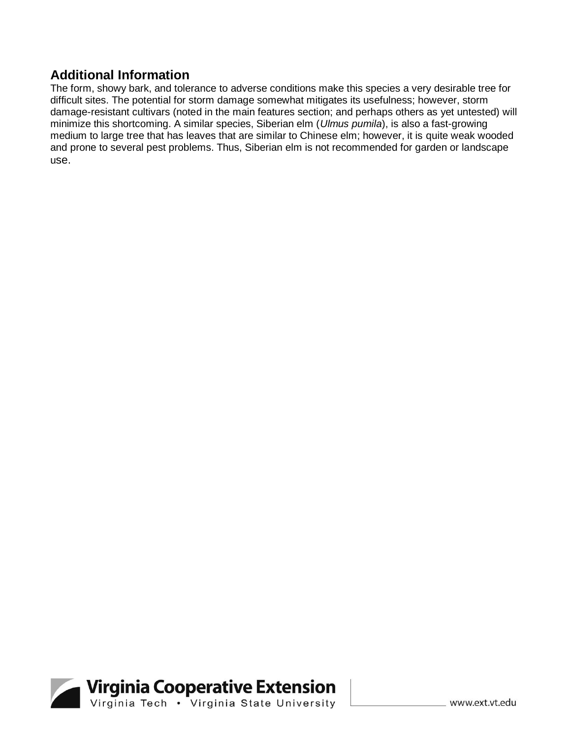## Additional Information

The form, showy bark, and tolerance to adverse conditions make this species a very desirable tree for difficult sites. The potential for storm damage somewhat mitigates its usefulness; however, storm damage-resistant cultivars (noted in the main features section; and perhaps others as yet untested) will minimize this shortcoming. A similar species, Siberian elm (*Ulmus pumila*), is also a fast-growing medium to large tree that has leaves that are similar to Chinese elm; however, it is quite weak wooded and prone to several pest problems. Thus, Siberian elm is not recommended for garden or landscape use.